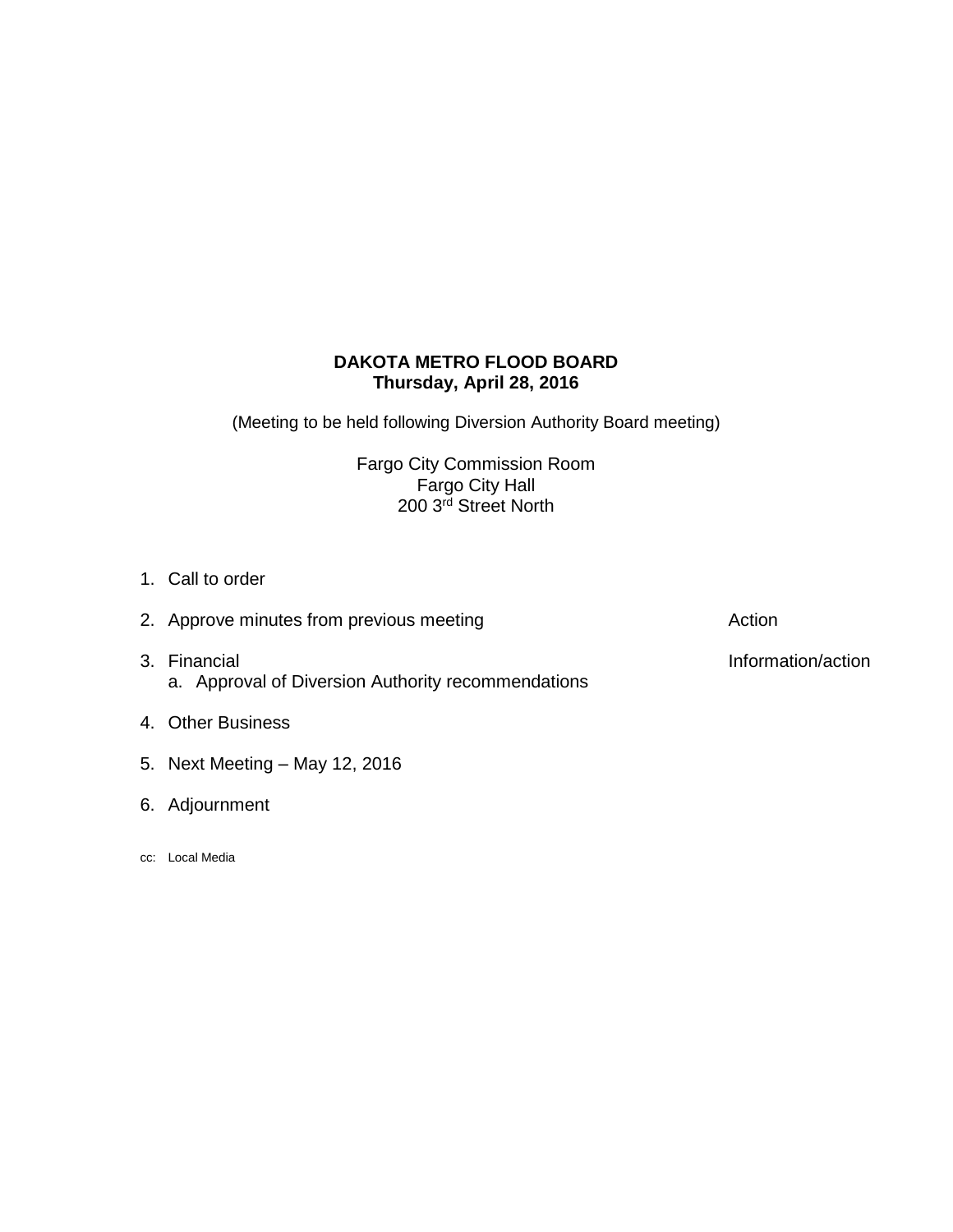**DAKOTA METRO FLOOD BOARD**
**Thursday, April 28, 2016**

(Meeting to be held following Diversion Authority Board meeting)

Fargo City Commission Room
Fargo City Hall
200 3rd Street North

1. Call to order
2. Approve minutes from previous meeting — Action
3. Financial — Information/action
   a. Approval of Diversion Authority recommendations
4. Other Business
5. Next Meeting – May 12, 2016
6. Adjournment

cc: Local Media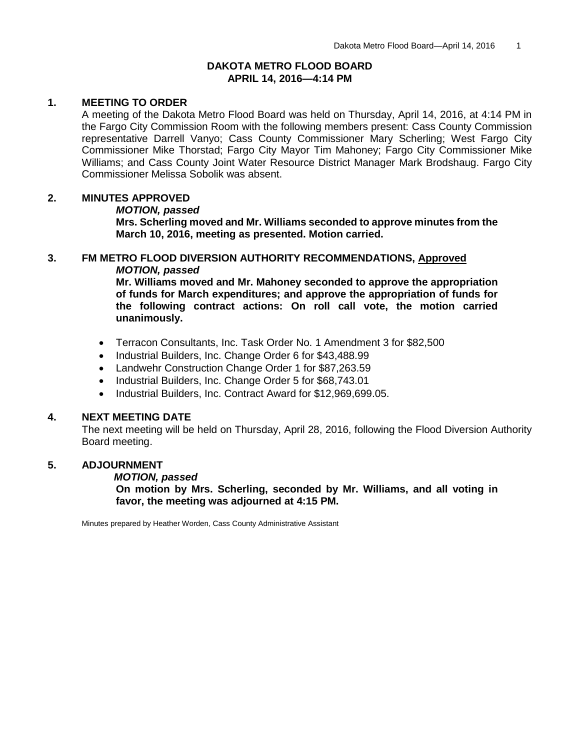# DAKOTA METRO FLOOD BOARD
## APRIL 14, 2016—4:14 PM

## 1. MEETING TO ORDER

A meeting of the Dakota Metro Flood Board was held on Thursday, April 14, 2016, at 4:14 PM in the Fargo City Commission Room with the following members present: Cass County Commission representative Darrell Vanyo; Cass County Commissioner Mary Scherling; West Fargo City Commissioner Mike Thorstad; Fargo City Mayor Tim Mahoney; Fargo City Commissioner Mike Williams; and Cass County Joint Water Resource District Manager Mark Brodshaug. Fargo City Commissioner Melissa Sobolik was absent.

## 2. MINUTES APPROVED

***MOTION, passed***

**Mrs. Scherling moved and Mr. Williams seconded to approve minutes from the March 10, 2016, meeting as presented. Motion carried.**

## 3. FM METRO FLOOD DIVERSION AUTHORITY RECOMMENDATIONS, Approved

***MOTION, passed***

**Mr. Williams moved and Mr. Mahoney seconded to approve the appropriation of funds for March expenditures; and approve the appropriation of funds for the following contract actions: On roll call vote, the motion carried unanimously.**

- Terracon Consultants, Inc. Task Order No. 1 Amendment 3 for $82,500
- Industrial Builders, Inc. Change Order 6 for $43,488.99
- Landwehr Construction Change Order 1 for $87,263.59
- Industrial Builders, Inc. Change Order 5 for $68,743.01
- Industrial Builders, Inc. Contract Award for $12,969,699.05.

## 4. NEXT MEETING DATE

The next meeting will be held on Thursday, April 28, 2016, following the Flood Diversion Authority Board meeting.

## 5. ADJOURNMENT

***MOTION, passed***

**On motion by Mrs. Scherling, seconded by Mr. Williams, and all voting in favor, the meeting was adjourned at 4:15 PM.**

Minutes prepared by Heather Worden, Cass County Administrative Assistant